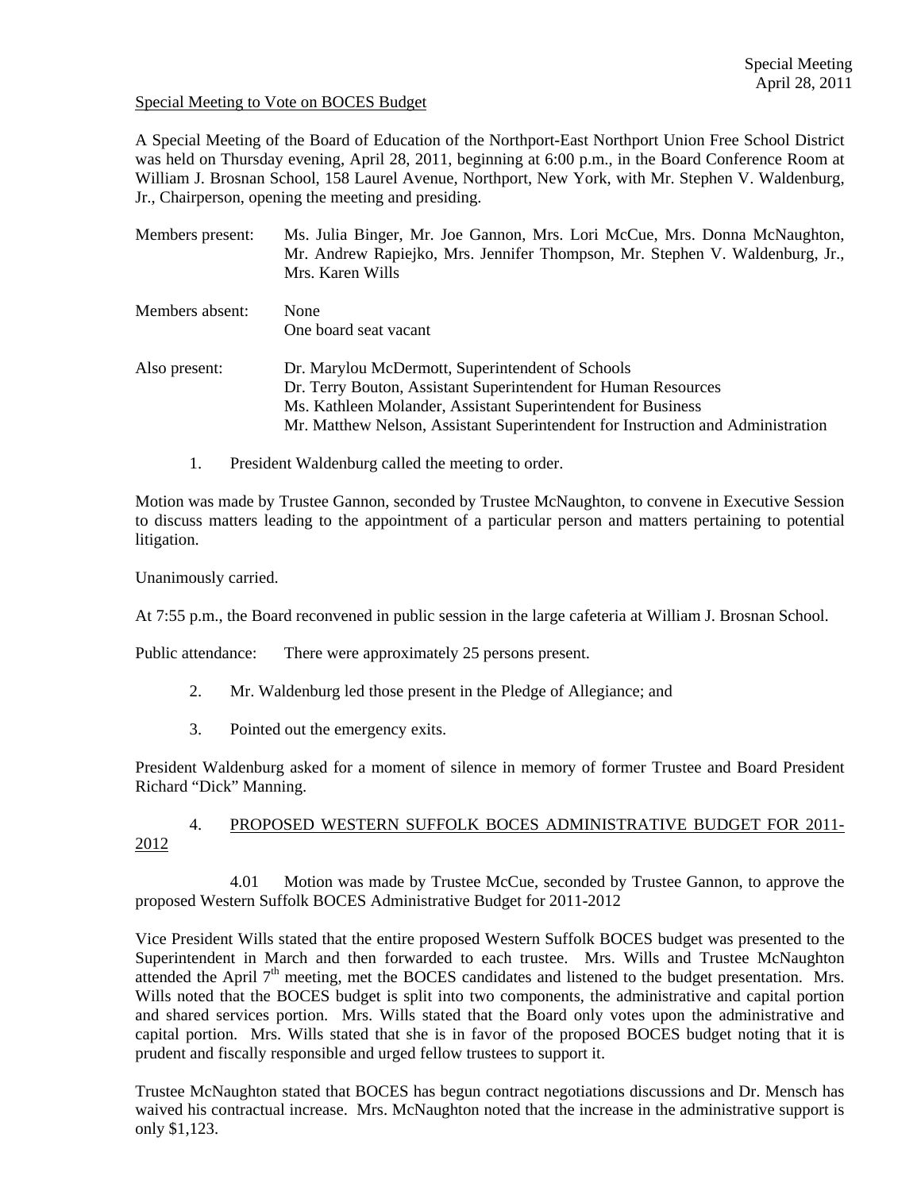Special Meeting
April 28, 2011

Special Meeting to Vote on BOCES Budget

A Special Meeting of the Board of Education of the Northport-East Northport Union Free School District was held on Thursday evening, April 28, 2011, beginning at 6:00 p.m., in the Board Conference Room at William J. Brosnan School, 158 Laurel Avenue, Northport, New York, with Mr. Stephen V. Waldenburg, Jr., Chairperson, opening the meeting and presiding.

| | |
|---|---|
| Members present: | Ms. Julia Binger, Mr. Joe Gannon, Mrs. Lori McCue, Mrs. Donna McNaughton, Mr. Andrew Rapiejko, Mrs. Jennifer Thompson, Mr. Stephen V. Waldenburg, Jr., Mrs. Karen Wills |
| Members absent: | None<br>One board seat vacant |
| Also present: | Dr. Marylou McDermott, Superintendent of Schools<br>Dr. Terry Bouton, Assistant Superintendent for Human Resources<br>Ms. Kathleen Molander, Assistant Superintendent for Business<br>Mr. Matthew Nelson, Assistant Superintendent for Instruction and Administration |

1. President Waldenburg called the meeting to order.

Motion was made by Trustee Gannon, seconded by Trustee McNaughton, to convene in Executive Session to discuss matters leading to the appointment of a particular person and matters pertaining to potential litigation.

Unanimously carried.

At 7:55 p.m., the Board reconvened in public session in the large cafeteria at William J. Brosnan School.

Public attendance: There were approximately 25 persons present.

2. Mr. Waldenburg led those present in the Pledge of Allegiance; and

3. Pointed out the emergency exits.

President Waldenburg asked for a moment of silence in memory of former Trustee and Board President Richard "Dick" Manning.

4. PROPOSED WESTERN SUFFOLK BOCES ADMINISTRATIVE BUDGET FOR 2011-2012

4.01 Motion was made by Trustee McCue, seconded by Trustee Gannon, to approve the proposed Western Suffolk BOCES Administrative Budget for 2011-2012

Vice President Wills stated that the entire proposed Western Suffolk BOCES budget was presented to the Superintendent in March and then forwarded to each trustee. Mrs. Wills and Trustee McNaughton attended the April 7th meeting, met the BOCES candidates and listened to the budget presentation. Mrs. Wills noted that the BOCES budget is split into two components, the administrative and capital portion and shared services portion. Mrs. Wills stated that the Board only votes upon the administrative and capital portion. Mrs. Wills stated that she is in favor of the proposed BOCES budget noting that it is prudent and fiscally responsible and urged fellow trustees to support it.

Trustee McNaughton stated that BOCES has begun contract negotiations discussions and Dr. Mensch has waived his contractual increase. Mrs. McNaughton noted that the increase in the administrative support is only $1,123.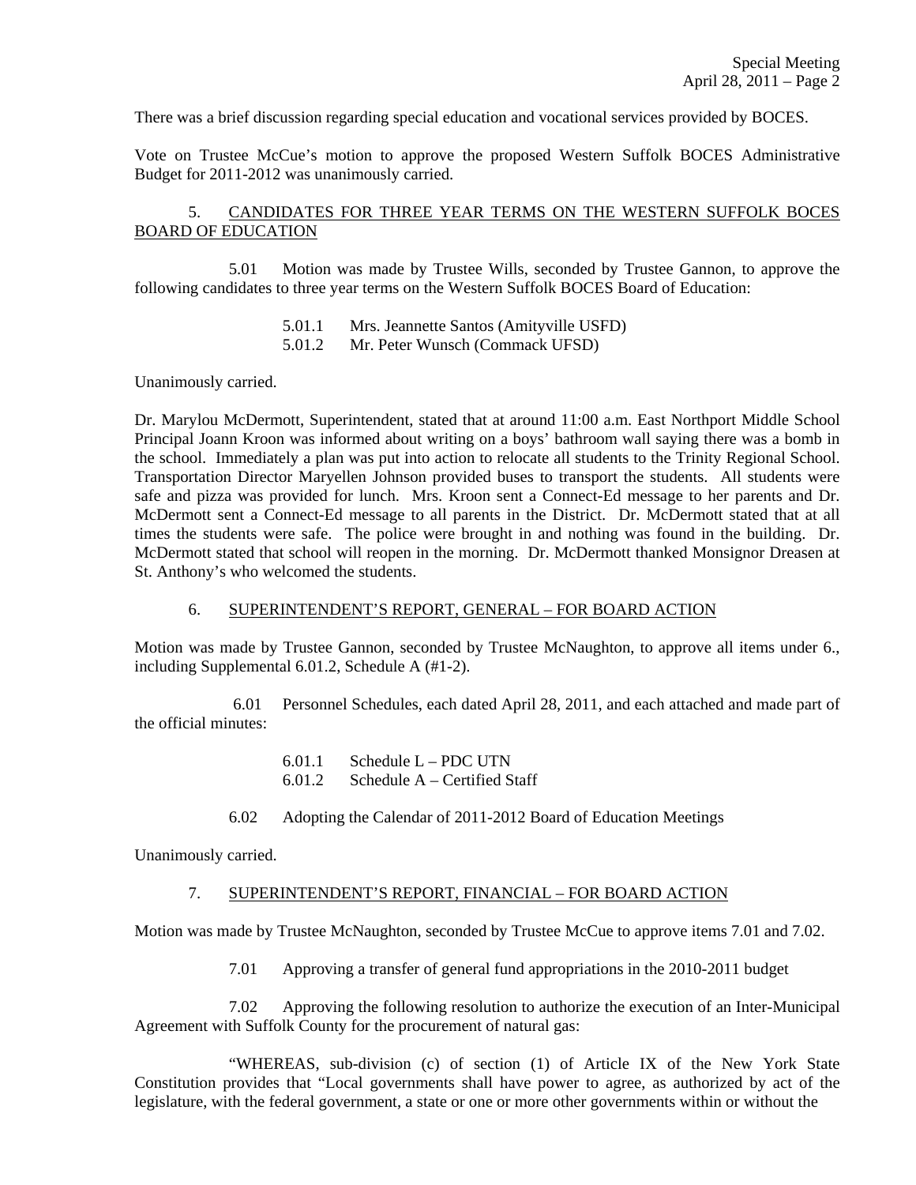There was a brief discussion regarding special education and vocational services provided by BOCES.

Vote on Trustee McCue's motion to approve the proposed Western Suffolk BOCES Administrative Budget for 2011-2012 was unanimously carried.

5. CANDIDATES FOR THREE YEAR TERMS ON THE WESTERN SUFFOLK BOCES BOARD OF EDUCATION

5.01 Motion was made by Trustee Wills, seconded by Trustee Gannon, to approve the following candidates to three year terms on the Western Suffolk BOCES Board of Education:

5.01.1 Mrs. Jeannette Santos (Amityville USFD)
5.01.2 Mr. Peter Wunsch (Commack UFSD)

Unanimously carried.

Dr. Marylou McDermott, Superintendent, stated that at around 11:00 a.m. East Northport Middle School Principal Joann Kroon was informed about writing on a boys' bathroom wall saying there was a bomb in the school. Immediately a plan was put into action to relocate all students to the Trinity Regional School. Transportation Director Maryellen Johnson provided buses to transport the students. All students were safe and pizza was provided for lunch. Mrs. Kroon sent a Connect-Ed message to her parents and Dr. McDermott sent a Connect-Ed message to all parents in the District. Dr. McDermott stated that at all times the students were safe. The police were brought in and nothing was found in the building. Dr. McDermott stated that school will reopen in the morning. Dr. McDermott thanked Monsignor Dreasen at St. Anthony's who welcomed the students.

6. SUPERINTENDENT'S REPORT, GENERAL – FOR BOARD ACTION

Motion was made by Trustee Gannon, seconded by Trustee McNaughton, to approve all items under 6., including Supplemental 6.01.2, Schedule A (#1-2).

6.01 Personnel Schedules, each dated April 28, 2011, and each attached and made part of the official minutes:

6.01.1 Schedule L – PDC UTN
6.01.2 Schedule A – Certified Staff

6.02 Adopting the Calendar of 2011-2012 Board of Education Meetings

Unanimously carried.

7. SUPERINTENDENT'S REPORT, FINANCIAL – FOR BOARD ACTION

Motion was made by Trustee McNaughton, seconded by Trustee McCue to approve items 7.01 and 7.02.

7.01 Approving a transfer of general fund appropriations in the 2010-2011 budget

7.02 Approving the following resolution to authorize the execution of an Inter-Municipal Agreement with Suffolk County for the procurement of natural gas:

"WHEREAS, sub-division (c) of section (1) of Article IX of the New York State Constitution provides that "Local governments shall have power to agree, as authorized by act of the legislature, with the federal government, a state or one or more other governments within or without the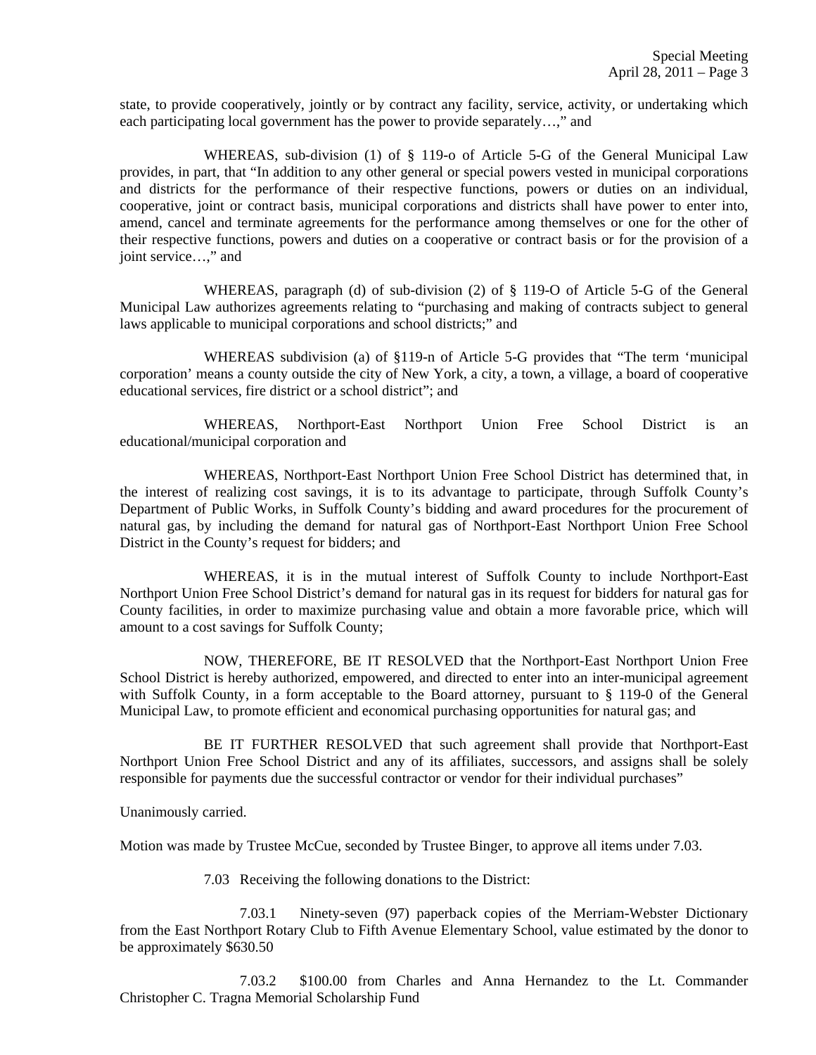state, to provide cooperatively, jointly or by contract any facility, service, activity, or undertaking which each participating local government has the power to provide separately…," and

WHEREAS, sub-division (1) of § 119-o of Article 5-G of the General Municipal Law provides, in part, that "In addition to any other general or special powers vested in municipal corporations and districts for the performance of their respective functions, powers or duties on an individual, cooperative, joint or contract basis, municipal corporations and districts shall have power to enter into, amend, cancel and terminate agreements for the performance among themselves or one for the other of their respective functions, powers and duties on a cooperative or contract basis or for the provision of a joint service…," and

WHEREAS, paragraph (d) of sub-division (2) of § 119-O of Article 5-G of the General Municipal Law authorizes agreements relating to "purchasing and making of contracts subject to general laws applicable to municipal corporations and school districts;" and

WHEREAS subdivision (a) of §119-n of Article 5-G provides that "The term 'municipal corporation' means a county outside the city of New York, a city, a town, a village, a board of cooperative educational services, fire district or a school district"; and

WHEREAS, Northport-East Northport Union Free School District is an educational/municipal corporation and

WHEREAS, Northport-East Northport Union Free School District has determined that, in the interest of realizing cost savings, it is to its advantage to participate, through Suffolk County's Department of Public Works, in Suffolk County's bidding and award procedures for the procurement of natural gas, by including the demand for natural gas of Northport-East Northport Union Free School District in the County's request for bidders; and

WHEREAS, it is in the mutual interest of Suffolk County to include Northport-East Northport Union Free School District's demand for natural gas in its request for bidders for natural gas for County facilities, in order to maximize purchasing value and obtain a more favorable price, which will amount to a cost savings for Suffolk County;

NOW, THEREFORE, BE IT RESOLVED that the Northport-East Northport Union Free School District is hereby authorized, empowered, and directed to enter into an inter-municipal agreement with Suffolk County, in a form acceptable to the Board attorney, pursuant to § 119-0 of the General Municipal Law, to promote efficient and economical purchasing opportunities for natural gas; and

BE IT FURTHER RESOLVED that such agreement shall provide that Northport-East Northport Union Free School District and any of its affiliates, successors, and assigns shall be solely responsible for payments due the successful contractor or vendor for their individual purchases"

Unanimously carried.

Motion was made by Trustee McCue, seconded by Trustee Binger, to approve all items under 7.03.

7.03 Receiving the following donations to the District:

7.03.1 Ninety-seven (97) paperback copies of the Merriam-Webster Dictionary from the East Northport Rotary Club to Fifth Avenue Elementary School, value estimated by the donor to be approximately $630.50

7.03.2 $100.00 from Charles and Anna Hernandez to the Lt. Commander Christopher C. Tragna Memorial Scholarship Fund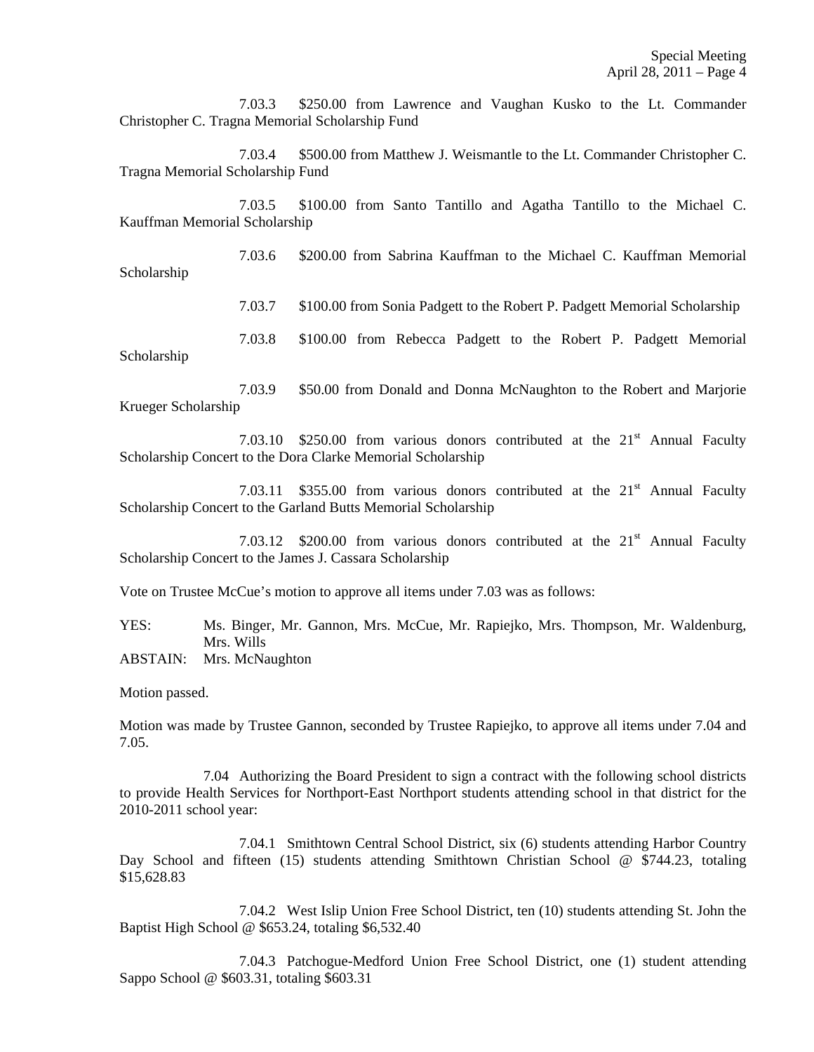7.03.3 $250.00 from Lawrence and Vaughan Kusko to the Lt. Commander Christopher C. Tragna Memorial Scholarship Fund

7.03.4 $500.00 from Matthew J. Weismantle to the Lt. Commander Christopher C. Tragna Memorial Scholarship Fund

7.03.5 $100.00 from Santo Tantillo and Agatha Tantillo to the Michael C. Kauffman Memorial Scholarship

7.03.6 $200.00 from Sabrina Kauffman to the Michael C. Kauffman Memorial Scholarship

7.03.7 $100.00 from Sonia Padgett to the Robert P. Padgett Memorial Scholarship

7.03.8 $100.00 from Rebecca Padgett to the Robert P. Padgett Memorial Scholarship

7.03.9 $50.00 from Donald and Donna McNaughton to the Robert and Marjorie Krueger Scholarship

7.03.10 $250.00 from various donors contributed at the 21st Annual Faculty Scholarship Concert to the Dora Clarke Memorial Scholarship

7.03.11 $355.00 from various donors contributed at the 21st Annual Faculty Scholarship Concert to the Garland Butts Memorial Scholarship

7.03.12 $200.00 from various donors contributed at the 21st Annual Faculty Scholarship Concert to the James J. Cassara Scholarship

Vote on Trustee McCue's motion to approve all items under 7.03 was as follows:

YES: Ms. Binger, Mr. Gannon, Mrs. McCue, Mr. Rapiejko, Mrs. Thompson, Mr. Waldenburg, Mrs. Wills
ABSTAIN: Mrs. McNaughton

Motion passed.

Motion was made by Trustee Gannon, seconded by Trustee Rapiejko, to approve all items under 7.04 and 7.05.

7.04 Authorizing the Board President to sign a contract with the following school districts to provide Health Services for Northport-East Northport students attending school in that district for the 2010-2011 school year:

7.04.1 Smithtown Central School District, six (6) students attending Harbor Country Day School and fifteen (15) students attending Smithtown Christian School @ $744.23, totaling $15,628.83

7.04.2 West Islip Union Free School District, ten (10) students attending St. John the Baptist High School @ $653.24, totaling $6,532.40

7.04.3 Patchogue-Medford Union Free School District, one (1) student attending Sappo School @ $603.31, totaling $603.31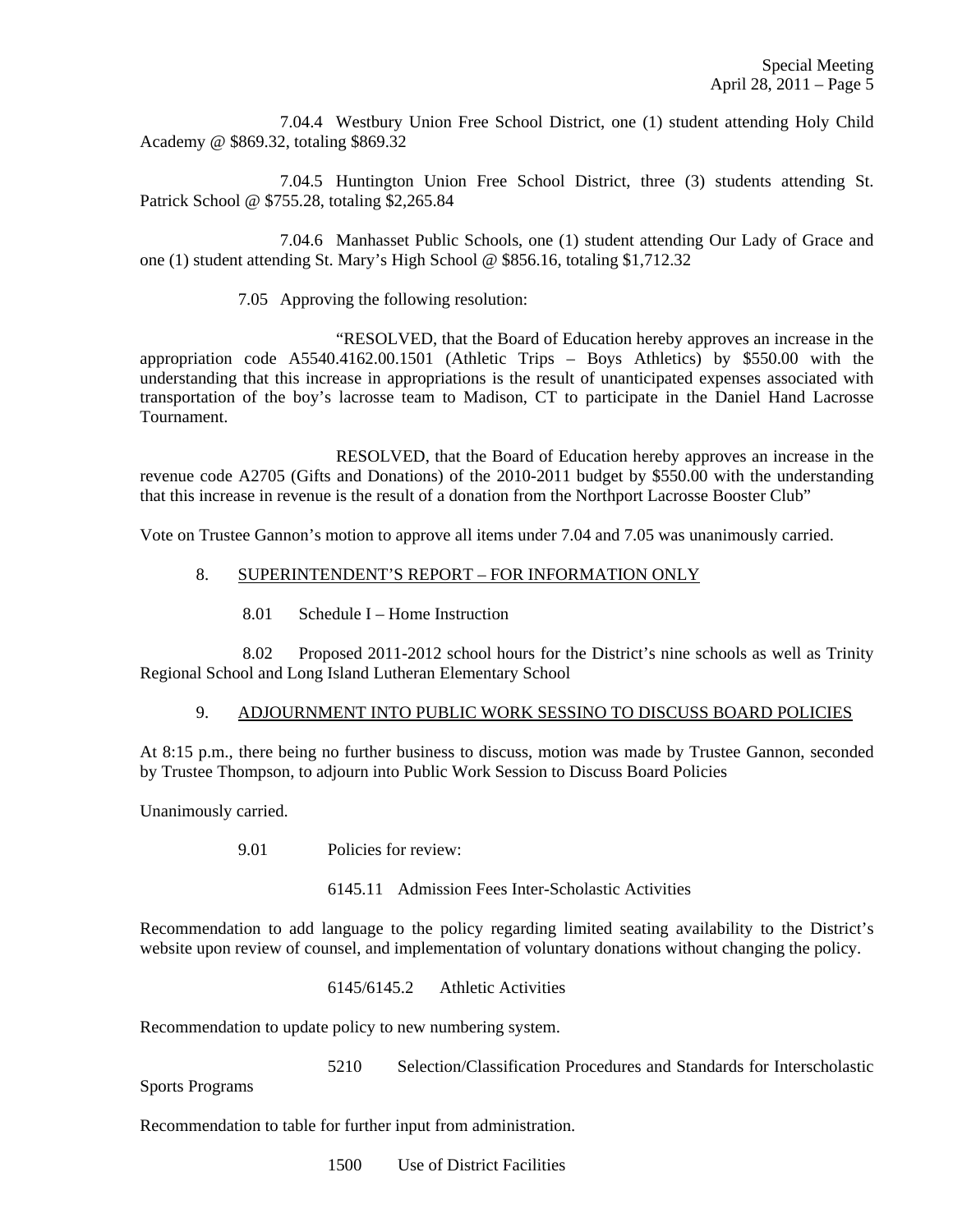7.04.4 Westbury Union Free School District, one (1) student attending Holy Child Academy @ $869.32, totaling $869.32

7.04.5 Huntington Union Free School District, three (3) students attending St. Patrick School @ $755.28, totaling $2,265.84

7.04.6 Manhasset Public Schools, one (1) student attending Our Lady of Grace and one (1) student attending St. Mary's High School @ $856.16, totaling $1,712.32

7.05 Approving the following resolution:

"RESOLVED, that the Board of Education hereby approves an increase in the appropriation code A5540.4162.00.1501 (Athletic Trips – Boys Athletics) by $550.00 with the understanding that this increase in appropriations is the result of unanticipated expenses associated with transportation of the boy's lacrosse team to Madison, CT to participate in the Daniel Hand Lacrosse Tournament.

RESOLVED, that the Board of Education hereby approves an increase in the revenue code A2705 (Gifts and Donations) of the 2010-2011 budget by $550.00 with the understanding that this increase in revenue is the result of a donation from the Northport Lacrosse Booster Club"

Vote on Trustee Gannon's motion to approve all items under 7.04 and 7.05 was unanimously carried.

8. SUPERINTENDENT'S REPORT – FOR INFORMATION ONLY

8.01 Schedule I – Home Instruction

8.02 Proposed 2011-2012 school hours for the District's nine schools as well as Trinity Regional School and Long Island Lutheran Elementary School

9. ADJOURNMENT INTO PUBLIC WORK SESSINO TO DISCUSS BOARD POLICIES

At 8:15 p.m., there being no further business to discuss, motion was made by Trustee Gannon, seconded by Trustee Thompson, to adjourn into Public Work Session to Discuss Board Policies

Unanimously carried.

9.01 Policies for review:

6145.11 Admission Fees Inter-Scholastic Activities

Recommendation to add language to the policy regarding limited seating availability to the District's website upon review of counsel, and implementation of voluntary donations without changing the policy.

6145/6145.2 Athletic Activities

Recommendation to update policy to new numbering system.

5210 Selection/Classification Procedures and Standards for Interscholastic Sports Programs

Recommendation to table for further input from administration.

1500 Use of District Facilities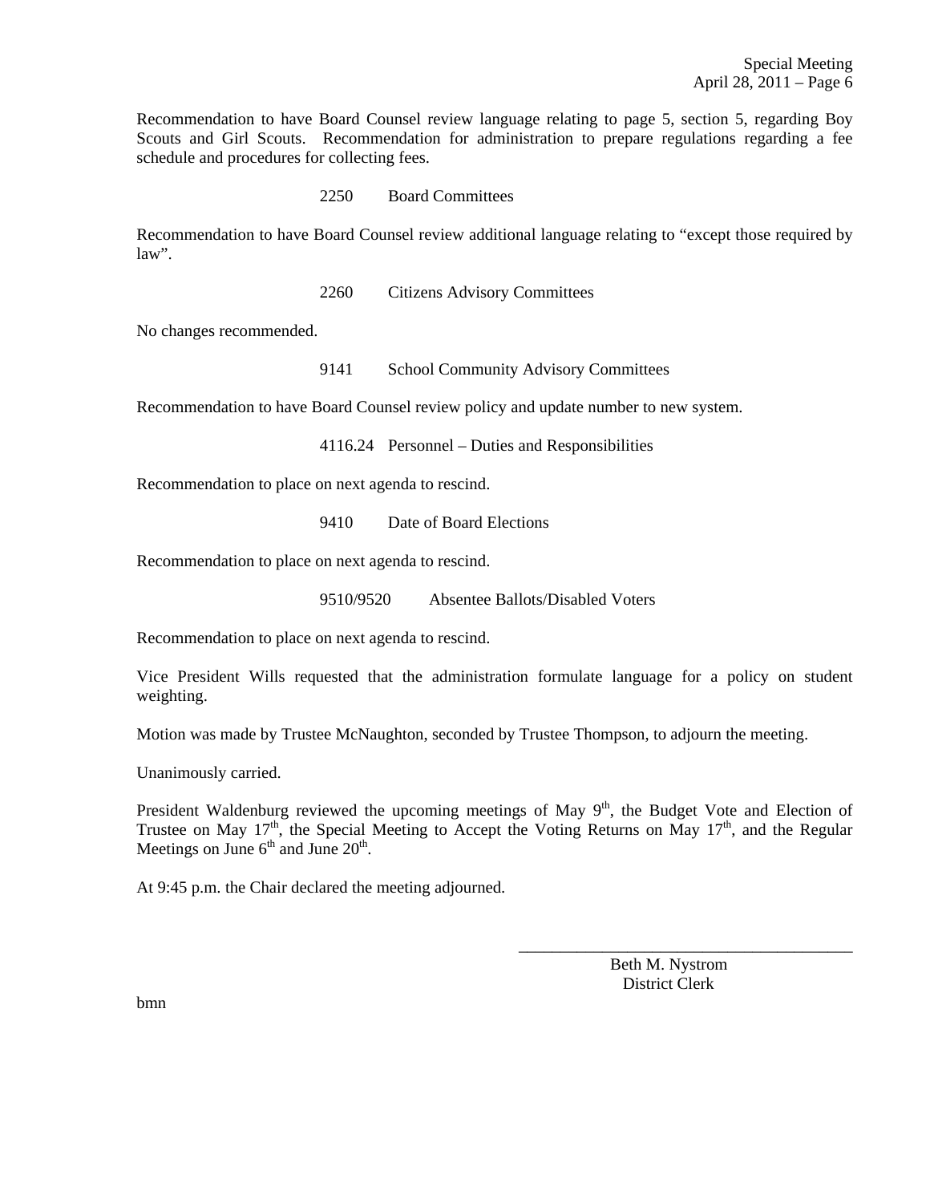Recommendation to have Board Counsel review language relating to page 5, section 5, regarding Boy Scouts and Girl Scouts. Recommendation for administration to prepare regulations regarding a fee schedule and procedures for collecting fees.

2250 Board Committees

Recommendation to have Board Counsel review additional language relating to “except those required by law”.

2260 Citizens Advisory Committees

No changes recommended.

9141 School Community Advisory Committees

Recommendation to have Board Counsel review policy and update number to new system.

4116.24 Personnel – Duties and Responsibilities

Recommendation to place on next agenda to rescind.

9410 Date of Board Elections

Recommendation to place on next agenda to rescind.

9510/9520 Absentee Ballots/Disabled Voters

Recommendation to place on next agenda to rescind.

Vice President Wills requested that the administration formulate language for a policy on student weighting.

Motion was made by Trustee McNaughton, seconded by Trustee Thompson, to adjourn the meeting.

Unanimously carried.

President Waldenburg reviewed the upcoming meetings of May 9th, the Budget Vote and Election of Trustee on May 17th, the Special Meeting to Accept the Voting Returns on May 17th, and the Regular Meetings on June 6th and June 20th.

At 9:45 p.m. the Chair declared the meeting adjourned.

\_\_\_\_\_\_\_\_\_\_\_\_\_\_\_\_\_\_\_\_\_\_\_\_\_\_\_\_\_\_\_\_\_\_\_\_\_\_\_\_

Beth M. Nystrom
District Clerk

bmn